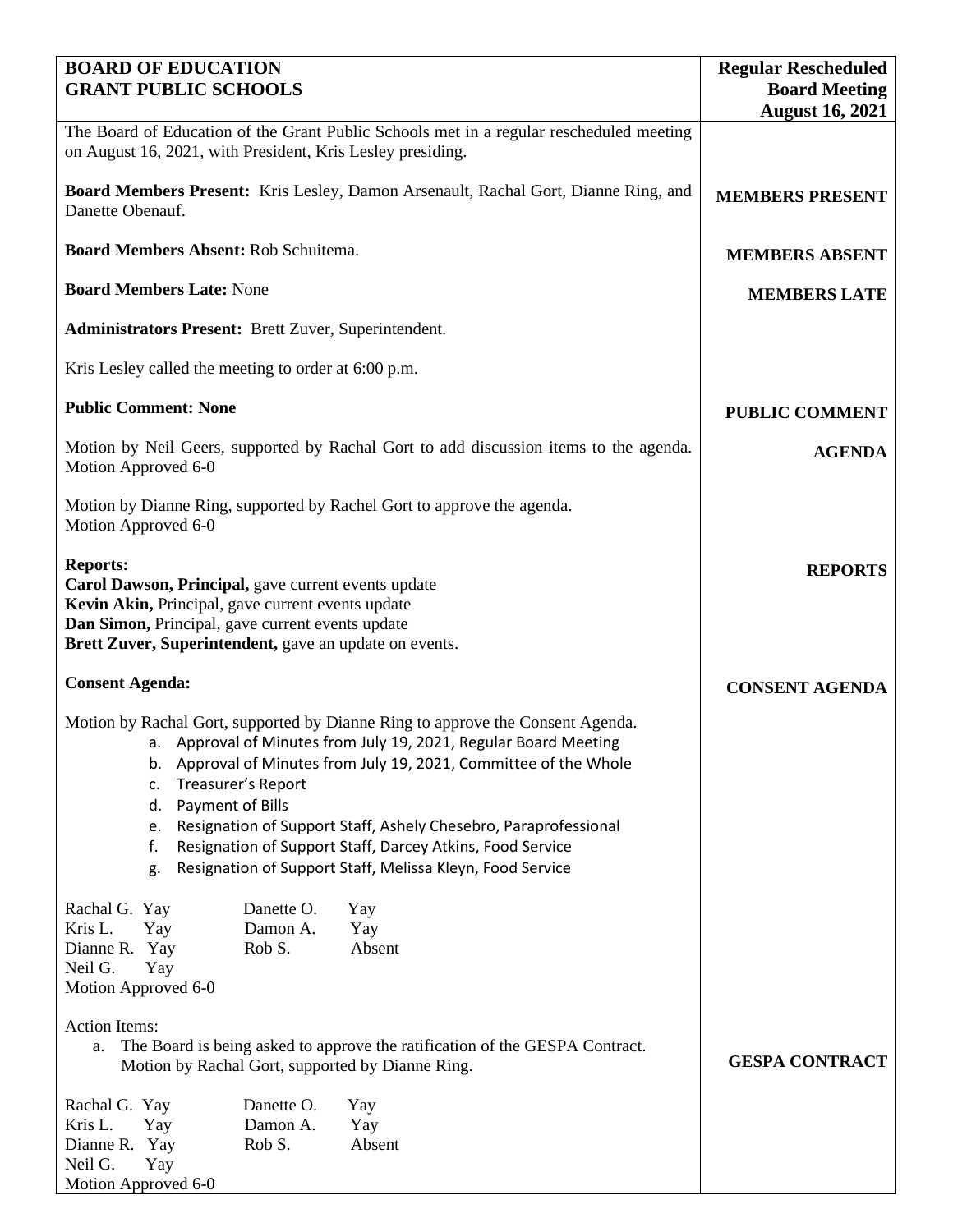| **BOARD OF EDUCATION**<br>**GRANT PUBLIC SCHOOLS** | **Regular Rescheduled Board Meeting**<br>**August 16, 2021** |
|---|---|

The Board of Education of the Grant Public Schools met in a regular rescheduled meeting on August 16, 2021, with President, Kris Lesley presiding.

**MEMBERS PRESENT**

**Board Members Present:** Kris Lesley, Damon Arsenault, Rachal Gort, Dianne Ring, and Danette Obenauf.

**MEMBERS ABSENT**

**Board Members Absent:** Rob Schuitema.

**MEMBERS LATE**

**Board Members Late:** None

**Administrators Present:** Brett Zuver, Superintendent.

Kris Lesley called the meeting to order at 6:00 p.m.

**PUBLIC COMMENT**

**Public Comment: None**

**AGENDA**

Motion by Neil Geers, supported by Rachal Gort to add discussion items to the agenda. Motion Approved 6-0

Motion by Dianne Ring, supported by Rachel Gort to approve the agenda.
Motion Approved 6-0

**REPORTS**

**Reports:**
**Carol Dawson, Principal,** gave current events update
**Kevin Akin,** Principal, gave current events update
**Dan Simon,** Principal, gave current events update
**Brett Zuver, Superintendent,** gave an update on events.

**CONSENT AGENDA**

**Consent Agenda:**

Motion by Rachal Gort, supported by Dianne Ring to approve the Consent Agenda.

a. Approval of Minutes from July 19, 2021, Regular Board Meeting
b. Approval of Minutes from July 19, 2021, Committee of the Whole
c. Treasurer's Report
d. Payment of Bills
e. Resignation of Support Staff, Ashely Chesebro, Paraprofessional
f. Resignation of Support Staff, Darcey Atkins, Food Service
g. Resignation of Support Staff, Melissa Kleyn, Food Service

| | | | |
|---|---|---|---|
| Rachal G. | Yay | Danette O. | Yay |
| Kris L. | Yay | Damon A. | Yay |
| Dianne R. | Yay | Rob S. | Absent |
| Neil G. | Yay | | |

Motion Approved 6-0

**GESPA CONTRACT**

Action Items:

a. The Board is being asked to approve the ratification of the GESPA Contract.
   Motion by Rachal Gort, supported by Dianne Ring.

| | | | |
|---|---|---|---|
| Rachal G. | Yay | Danette O. | Yay |
| Kris L. | Yay | Damon A. | Yay |
| Dianne R. | Yay | Rob S. | Absent |
| Neil G. | Yay | | |

Motion Approved 6-0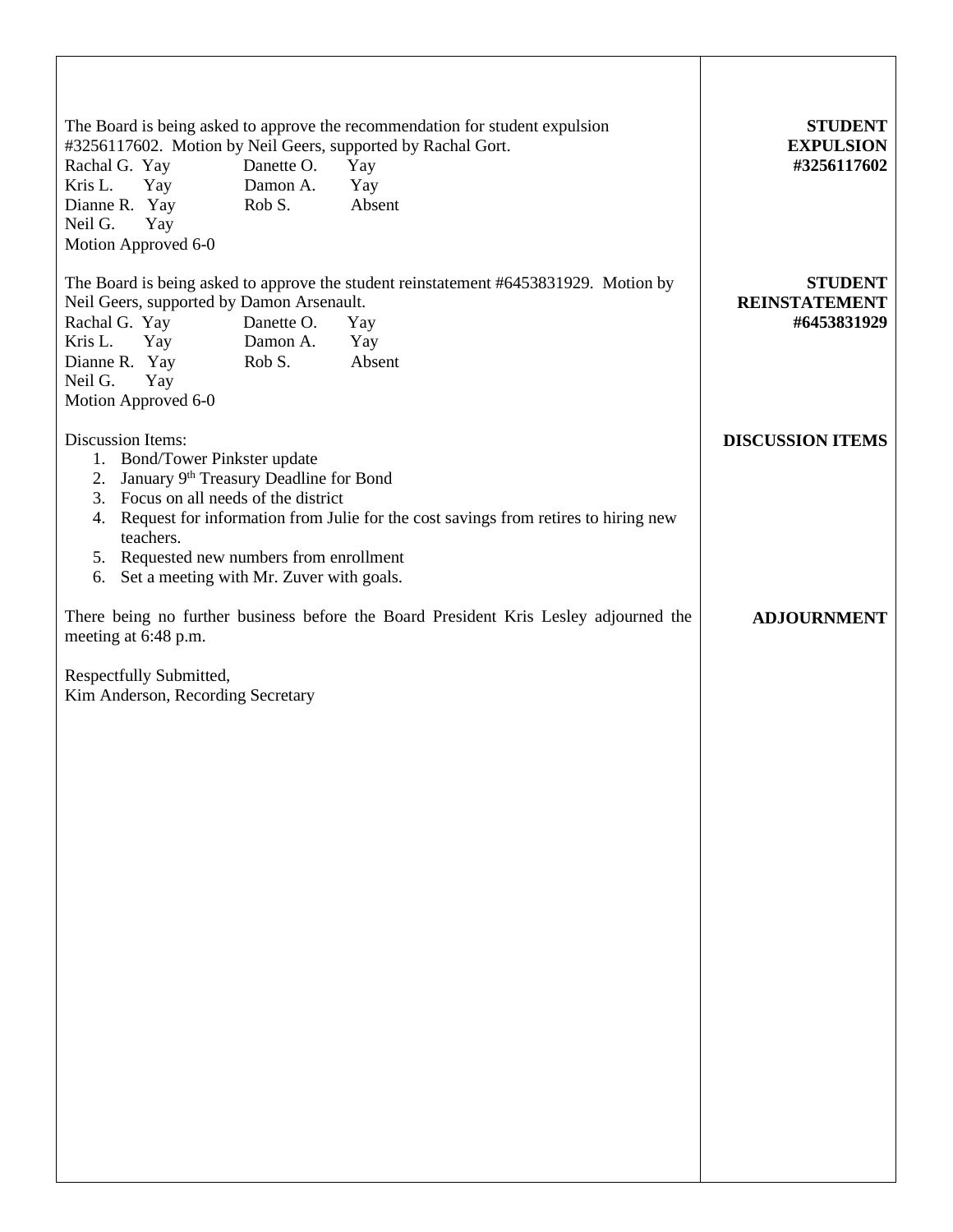**STUDENT EXPULSION #3256117602**

The Board is being asked to approve the recommendation for student expulsion #3256117602. Motion by Neil Geers, supported by Rachal Gort.

| | | | |
|---|---|---|---|
| Rachal G. | Yay | Danette O. | Yay |
| Kris L. | Yay | Damon A. | Yay |
| Dianne R. | Yay | Rob S. | Absent |
| Neil G. | Yay | | |

Motion Approved 6-0

**STUDENT REINSTATEMENT #6453831929**

The Board is being asked to approve the student reinstatement #6453831929. Motion by Neil Geers, supported by Damon Arsenault.

| | | | |
|---|---|---|---|
| Rachal G. | Yay | Danette O. | Yay |
| Kris L. | Yay | Damon A. | Yay |
| Dianne R. | Yay | Rob S. | Absent |
| Neil G. | Yay | | |

Motion Approved 6-0

**DISCUSSION ITEMS**

Discussion Items:

1. Bond/Tower Pinkster update
2. January 9th Treasury Deadline for Bond
3. Focus on all needs of the district
4. Request for information from Julie for the cost savings from retires to hiring new teachers.
5. Requested new numbers from enrollment
6. Set a meeting with Mr. Zuver with goals.

**ADJOURNMENT**

There being no further business before the Board President Kris Lesley adjourned the meeting at 6:48 p.m.

Respectfully Submitted,
Kim Anderson, Recording Secretary